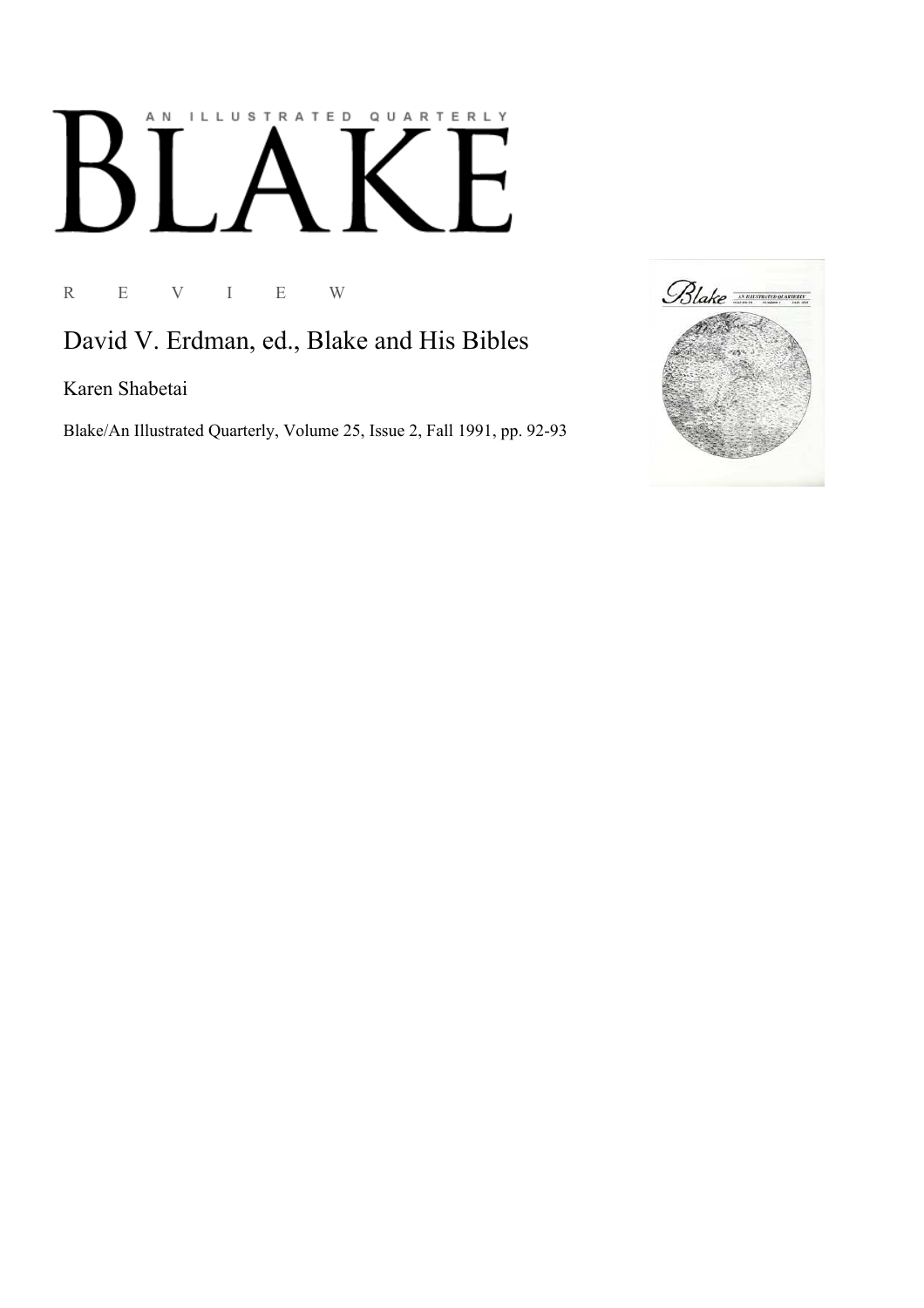AN ILLUSTRATED QUARTERLY

# BLAKE

R E V I E W

## David V. Erdman, ed., Blake and His Bibles

Karen Shabetai

Blake/An Illustrated Quarterly, Volume 25, Issue 2, Fall 1991, pp. 92-93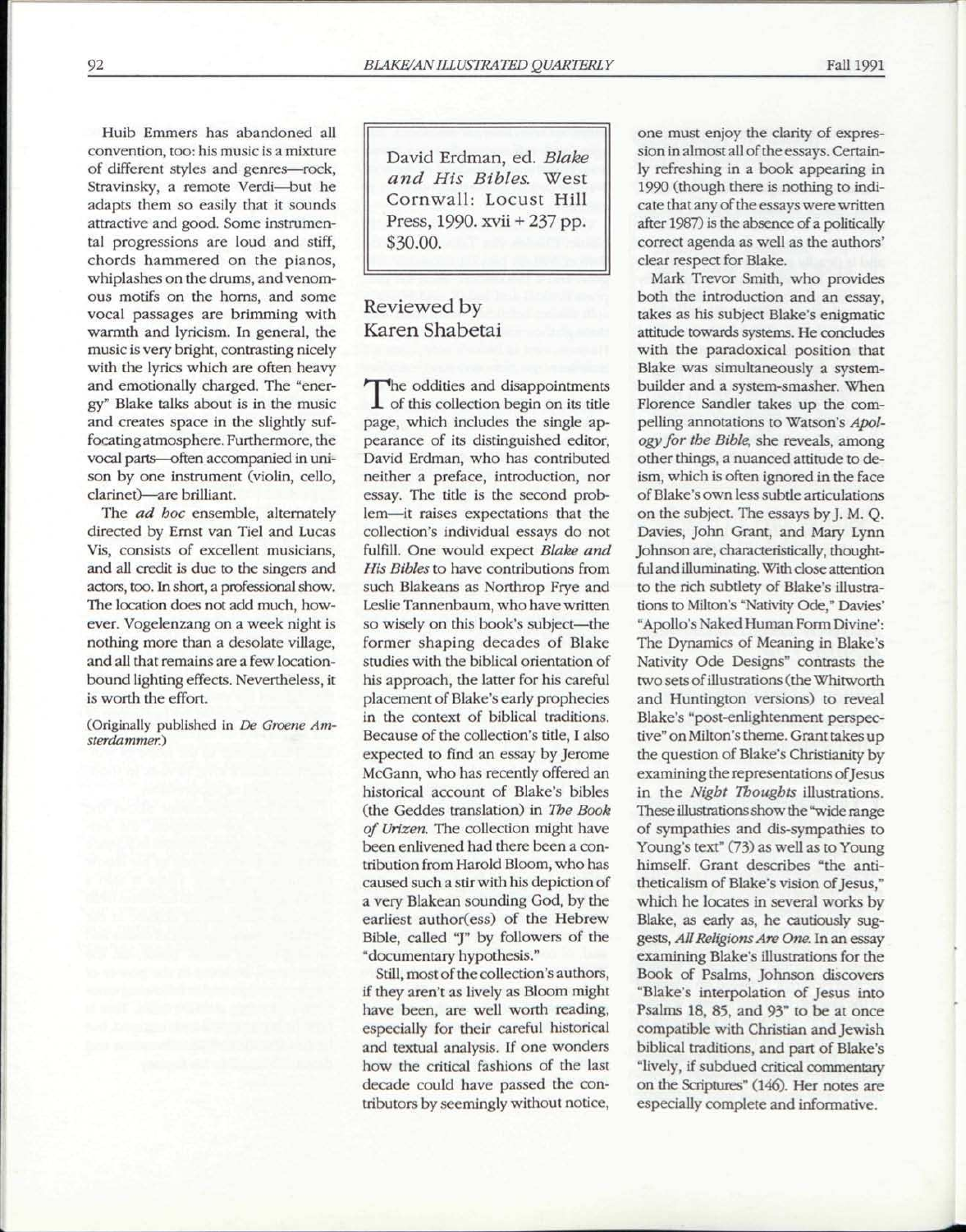Huib Emmers has abandoned all convention, too: his music is a mixture of different styles and genres—rock, Stravinsky, a remote Verdi—but he adapts them so easily that it sounds attractive and good. Some instrumental progressions are loud and stiff, chords hammered on the pianos, whiplashes on the drums, and venomous motifs on the horns, and some vocal passages are brimming with warmth and lyricism. In general, the music is very bright, contrasting nicely with the lyrics which are often heavy and emotionally charged. The "energy" Blake talks about is in the music and creates space in the slightly suffocating atmosphere. Furthermore, the vocal parts—often accompanied in unison by one instrument (violin, cello, clarinet)—are brilliant.

The *ad hoc* ensemble, alternately directed by Ernst van Tiel and Lucas Vis, consists of excellent musicians, and all credit is due to the singers and actors, too. In short, a professional show. The location does not add much, however. Vogelenzang on a week night is nothing more than a desolate village, and all that remains are a few location-bound lighting effects. Nevertheless, it is worth the effort.

(Originally published in *De Groene Amsterdammer.*)

David Erdman, ed. *Blake and His Bibles.* West Cornwall: Locust Hill Press, 1990. xvii + 237 pp. $30.00.

## Reviewed by Karen Shabetai

The oddities and disappointments of this collection begin on its title page, which includes the single appearance of its distinguished editor, David Erdman, who has contributed neither a preface, introduction, nor essay. The title is the second problem—it raises expectations that the collection's individual essays do not fulfill. One would expect *Blake and His Bibles* to have contributions from such Blakeans as Northrop Frye and Leslie Tannenbaum, who have written so wisely on this book's subject—the former shaping decades of Blake studies with the biblical orientation of his approach, the latter for his careful placement of Blake's early prophecies in the context of biblical traditions. Because of the collection's title, I also expected to find an essay by Jerome McGann, who has recently offered an historical account of Blake's bibles (the Geddes translation) in *The Book of Urizen.* The collection might have been enlivened had there been a contribution from Harold Bloom, who has caused such a stir with his depiction of a very Blakean sounding God, by the earliest author(ess) of the Hebrew Bible, called "J" by followers of the "documentary hypothesis."

Still, most of the collection's authors, if they aren't as lively as Bloom might have been, are well worth reading, especially for their careful historical and textual analysis. If one wonders how the critical fashions of the last decade could have passed the contributors by seemingly without notice, one must enjoy the clarity of expression in almost all of the essays. Certainly refreshing in a book appearing in 1990 (though there is nothing to indicate that any of the essays were written after 1987) is the absence of a politically correct agenda as well as the authors' clear respect for Blake.

Mark Trevor Smith, who provides both the introduction and an essay, takes as his subject Blake's enigmatic attitude towards systems. He concludes with the paradoxical position that Blake was simultaneously a system-builder and a system-smasher. When Florence Sandler takes up the compelling annotations to Watson's *Apology for the Bible,* she reveals, among other things, a nuanced attitude to deism, which is often ignored in the face of Blake's own less subtle articulations on the subject. The essays by J. M. Q. Davies, John Grant, and Mary Lynn Johnson are, characteristically, thoughtful and illuminating. With close attention to the rich subtlety of Blake's illustrations to Milton's "Nativity Ode," Davies' "Apollo's Naked Human Form Divine': The Dynamics of Meaning in Blake's Nativity Ode Designs" contrasts the two sets of illustrations (the Whitworth and Huntington versions) to reveal Blake's "post-enlightenment perspective" on Milton's theme. Grant takes up the question of Blake's Christianity by examining the representations of Jesus in the *Night Thoughts* illustrations. These illustrations show the "wide range of sympathies and dis-sympathies to Young's text" (73) as well as to Young himself. Grant describes "the antitheticalism of Blake's vision of Jesus," which he locates in several works by Blake, as early as, he cautiously suggests, *All Religions Are One.* In an essay examining Blake's illustrations for the Book of Psalms, Johnson discovers "Blake's interpolation of Jesus into Psalms 18, 85, and 93" to be at once compatible with Christian and Jewish biblical traditions, and part of Blake's "lively, if subdued critical commentary on the Scriptures" (146). Her notes are especially complete and informative.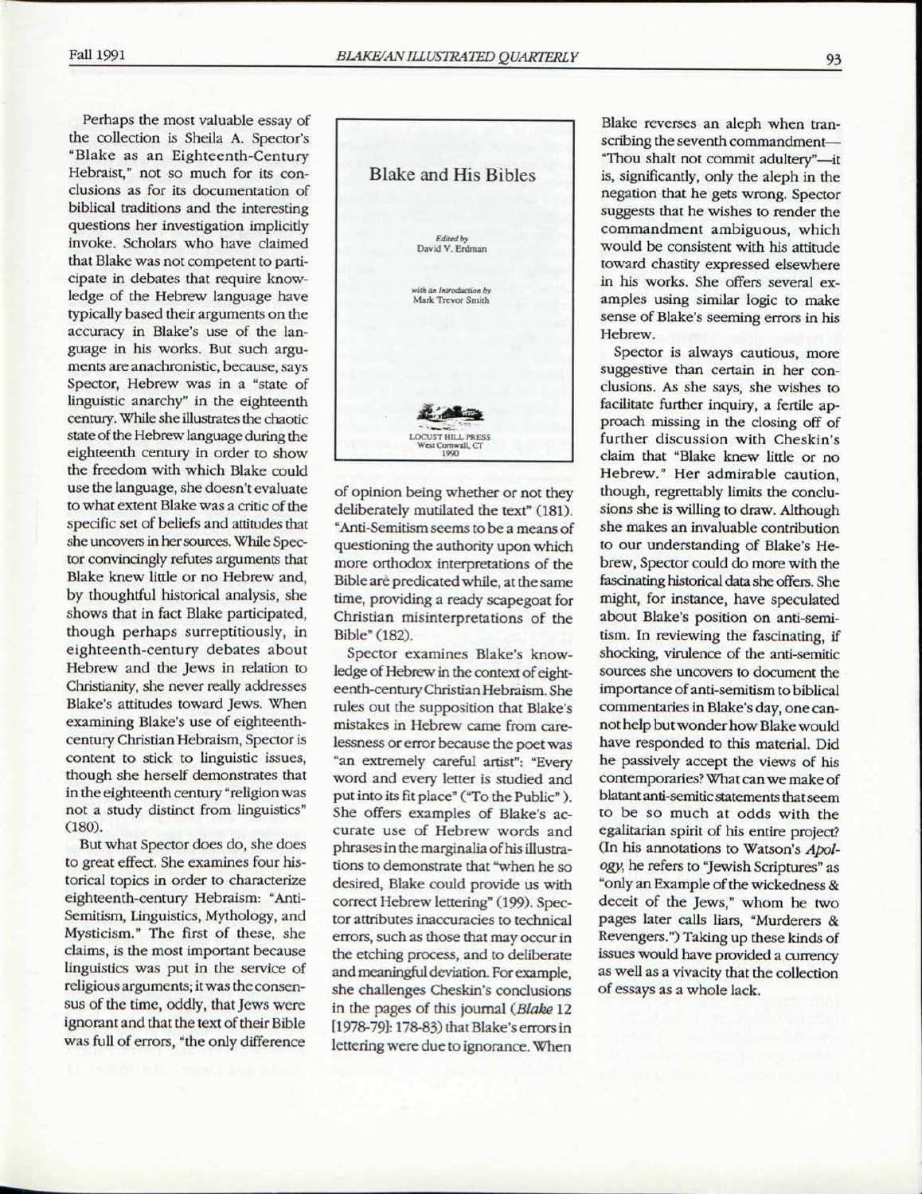Perhaps the most valuable essay of the collection is Sheila A. Spector's "Blake as an Eighteenth-Century Hebraist," not so much for its conclusions as for its documentation of biblical traditions and the interesting questions her investigation implicitly invoke. Scholars who have claimed that Blake was not competent to participate in debates that require knowledge of the Hebrew language have typically based their arguments on the accuracy in Blake's use of the language in his works. But such arguments are anachronistic, because, says Spector, Hebrew was in a "state of linguistic anarchy" in the eighteenth century. While she illustrates the chaotic state of the Hebrew language during the eighteenth century in order to show the freedom with which Blake could use the language, she doesn't evaluate to what extent Blake was a critic of the specific set of beliefs and attitudes that she uncovers in her sources. While Spector convincingly refutes arguments that Blake knew little or no Hebrew and, by thoughtful historical analysis, she shows that in fact Blake participated, though perhaps surreptitiously, in eighteenth-century debates about Hebrew and the Jews in relation to Christianity, she never really addresses Blake's attitudes toward Jews. When examining Blake's use of eighteenth-century Christian Hebraism, Spector is content to stick to linguistic issues, though she herself demonstrates that in the eighteenth century "religion was not a study distinct from linguistics" (180).

But what Spector does do, she does to great effect. She examines four historical topics in order to characterize eighteenth-century Hebraism: "Anti-Semitism, Linguistics, Mythology, and Mysticism." The first of these, she claims, is the most important because linguistics was put in the service of religious arguments; it was the consensus of the time, oddly, that Jews were ignorant and that the text of their Bible was full of errors, "the only difference of opinion being whether or not they deliberately mutilated the text" (181). "Anti-Semitism seems to be a means of questioning the authority upon which more orthodox interpretations of the Bible are predicated while, at the same time, providing a ready scapegoat for Christian misinterpretations of the Bible" (182).

Blake and His Bibles

Edited by David V. Erdman

with an Introduction by Mark Trevor Smith

LOCUST HILL PRESS
West Cornwall, CT
1990

Spector examines Blake's knowledge of Hebrew in the context of eighteenth-century Christian Hebraism. She rules out the supposition that Blake's mistakes in Hebrew came from carelessness or error because the poet was "an extremely careful artist": "Every word and every letter is studied and put into its fit place" ("To the Public"). She offers examples of Blake's accurate use of Hebrew words and phrases in the marginalia of his illustrations to demonstrate that "when he so desired, Blake could provide us with correct Hebrew lettering" (199). Spector attributes inaccuracies to technical errors, such as those that may occur in the etching process, and to deliberate and meaningful deviation. For example, she challenges Cheskin's conclusions in the pages of this journal (*Blake* 12 [1978-79]: 178-83) that Blake's errors in lettering were due to ignorance. When Blake reverses an aleph when transcribing the seventh commandment—"Thou shalt not commit adultery"—it is, significantly, only the aleph in the negation that he gets wrong. Spector suggests that he wishes to render the commandment ambiguous, which would be consistent with his attitude toward chastity expressed elsewhere in his works. She offers several examples using similar logic to make sense of Blake's seeming errors in his Hebrew.

Spector is always cautious, more suggestive than certain in her conclusions. As she says, she wishes to facilitate further inquiry, a fertile approach missing in the closing off of further discussion with Cheskin's claim that "Blake knew little or no Hebrew." Her admirable caution, though, regrettably limits the conclusions she is willing to draw. Although she makes an invaluable contribution to our understanding of Blake's Hebrew, Spector could do more with the fascinating historical data she offers. She might, for instance, have speculated about Blake's position on anti-semitism. In reviewing the fascinating, if shocking, virulence of the anti-semitic sources she uncovers to document the importance of anti-semitism to biblical commentaries in Blake's day, one cannot help but wonder how Blake would have responded to this material. Did he passively accept the views of his contemporaries? What can we make of blatant anti-semitic statements that seem to be so much at odds with the egalitarian spirit of his entire project? (In his annotations to Watson's *Apology,* he refers to "Jewish Scriptures" as "only an Example of the wickedness & deceit of the Jews," whom he two pages later calls liars, "Murderers & Revengers.") Taking up these kinds of issues would have provided a currency as well as a vivacity that the collection of essays as a whole lack.